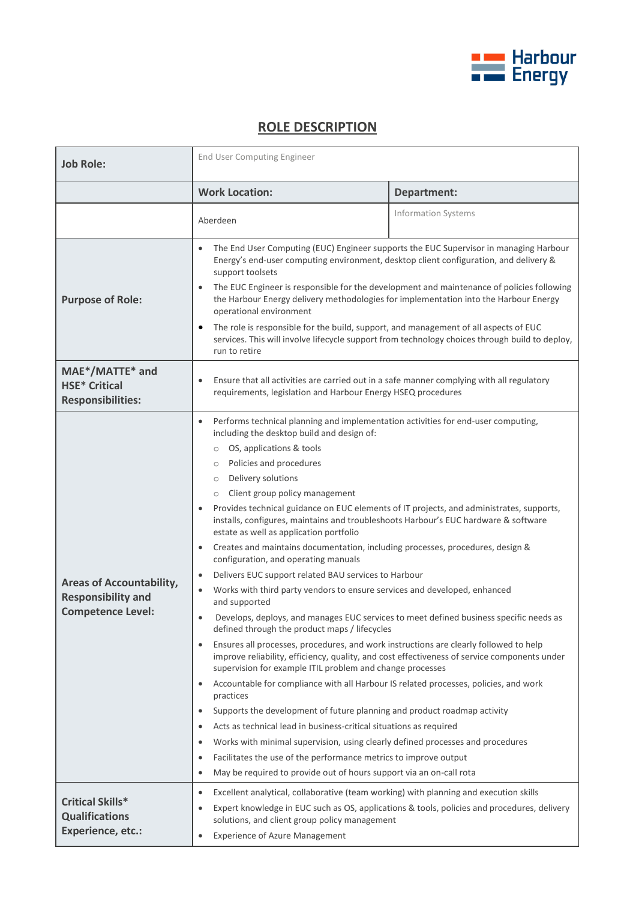Harbour Energy

# ROLE DESCRIPTION

| Job Role: | End User Computing Engineer | |
|---|---|---|
| | **Work Location:** | **Department:** |
| | Aberdeen | Information Systems |
| **Purpose of Role:** | • The End User Computing (EUC) Engineer supports the EUC Supervisor in managing Harbour Energy's end-user computing environment, desktop client configuration, and delivery & support toolsets<br>• The EUC Engineer is responsible for the development and maintenance of policies following the Harbour Energy delivery methodologies for implementation into the Harbour Energy operational environment<br>• The role is responsible for the build, support, and management of all aspects of EUC services. This will involve lifecycle support from technology choices through build to deploy, run to retire | |
| **MAE*/MATTE* and HSE* Critical Responsibilities:** | • Ensure that all activities are carried out in a safe manner complying with all regulatory requirements, legislation and Harbour Energy HSEQ procedures | |
| **Areas of Accountability, Responsibility and Competence Level:** | • Performs technical planning and implementation activities for end-user computing, including the desktop build and design of:<br>  ○ OS, applications & tools<br>  ○ Policies and procedures<br>  ○ Delivery solutions<br>  ○ Client group policy management<br>• Provides technical guidance on EUC elements of IT projects, and administrates, supports, installs, configures, maintains and troubleshoots Harbour's EUC hardware & software estate as well as application portfolio<br>• Creates and maintains documentation, including processes, procedures, design & configuration, and operating manuals<br>• Delivers EUC support related BAU services to Harbour<br>• Works with third party vendors to ensure services and developed, enhanced and supported<br>• Develops, deploys, and manages EUC services to meet defined business specific needs as defined through the product maps / lifecycles<br>• Ensures all processes, procedures, and work instructions are clearly followed to help improve reliability, efficiency, quality, and cost effectiveness of service components under supervision for example ITIL problem and change processes<br>• Accountable for compliance with all Harbour IS related processes, policies, and work practices<br>• Supports the development of future planning and product roadmap activity<br>• Acts as technical lead in business-critical situations as required<br>• Works with minimal supervision, using clearly defined processes and procedures<br>• Facilitates the use of the performance metrics to improve output<br>• May be required to provide out of hours support via an on-call rota | |
| **Critical Skills* Qualifications Experience, etc.:** | • Excellent analytical, collaborative (team working) with planning and execution skills<br>• Expert knowledge in EUC such as OS, applications & tools, policies and procedures, delivery solutions, and client group policy management<br>• Experience of Azure Management | |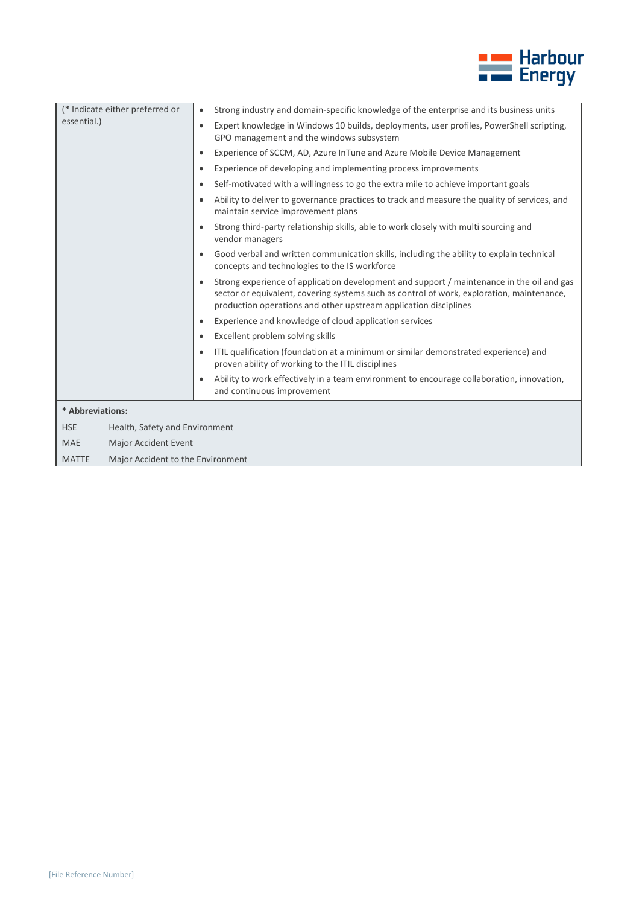| | |
|---|---|
| (* Indicate either preferred or essential.) | • Strong industry and domain-specific knowledge of the enterprise and its business units<br>• Expert knowledge in Windows 10 builds, deployments, user profiles, PowerShell scripting, GPO management and the windows subsystem<br>• Experience of SCCM, AD, Azure InTune and Azure Mobile Device Management<br>• Experience of developing and implementing process improvements<br>• Self-motivated with a willingness to go the extra mile to achieve important goals<br>• Ability to deliver to governance practices to track and measure the quality of services, and maintain service improvement plans<br>• Strong third-party relationship skills, able to work closely with multi sourcing and vendor managers<br>• Good verbal and written communication skills, including the ability to explain technical concepts and technologies to the IS workforce<br>• Strong experience of application development and support / maintenance in the oil and gas sector or equivalent, covering systems such as control of work, exploration, maintenance, production operations and other upstream application disciplines<br>• Experience and knowledge of cloud application services<br>• Excellent problem solving skills<br>• ITIL qualification (foundation at a minimum or similar demonstrated experience) and proven ability of working to the ITIL disciplines<br>• Ability to work effectively in a team environment to encourage collaboration, innovation, and continuous improvement |

**\* Abbreviations:**

| | |
|---|---|
| HSE | Health, Safety and Environment |
| MAE | Major Accident Event |
| MATTE | Major Accident to the Environment |